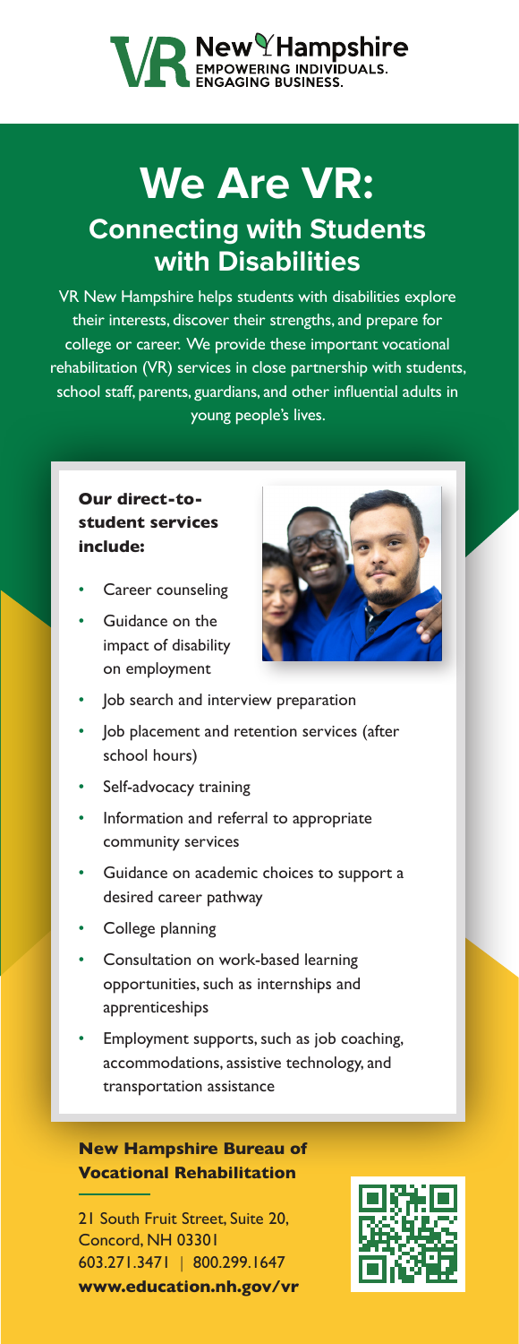VR New Hampshire
EMPOWERING INDIVIDUALS.
ENGAGING BUSINESS.

# We Are VR:

## Connecting with Students with Disabilities

VR New Hampshire helps students with disabilities explore their interests, discover their strengths, and prepare for college or career. We provide these important vocational rehabilitation (VR) services in close partnership with students, school staff, parents, guardians, and other influential adults in young people's lives.

**Our direct-to-student services include:**

- Career counseling
- Guidance on the impact of disability on employment
- Job search and interview preparation
- Job placement and retention services (after school hours)
- Self-advocacy training
- Information and referral to appropriate community services
- Guidance on academic choices to support a desired career pathway
- College planning
- Consultation on work-based learning opportunities, such as internships and apprenticeships
- Employment supports, such as job coaching, accommodations, assistive technology, and transportation assistance

**New Hampshire Bureau of Vocational Rehabilitation**

21 South Fruit Street, Suite 20,
Concord, NH 03301
603.271.3471 | 800.299.1647
**www.education.nh.gov/vr**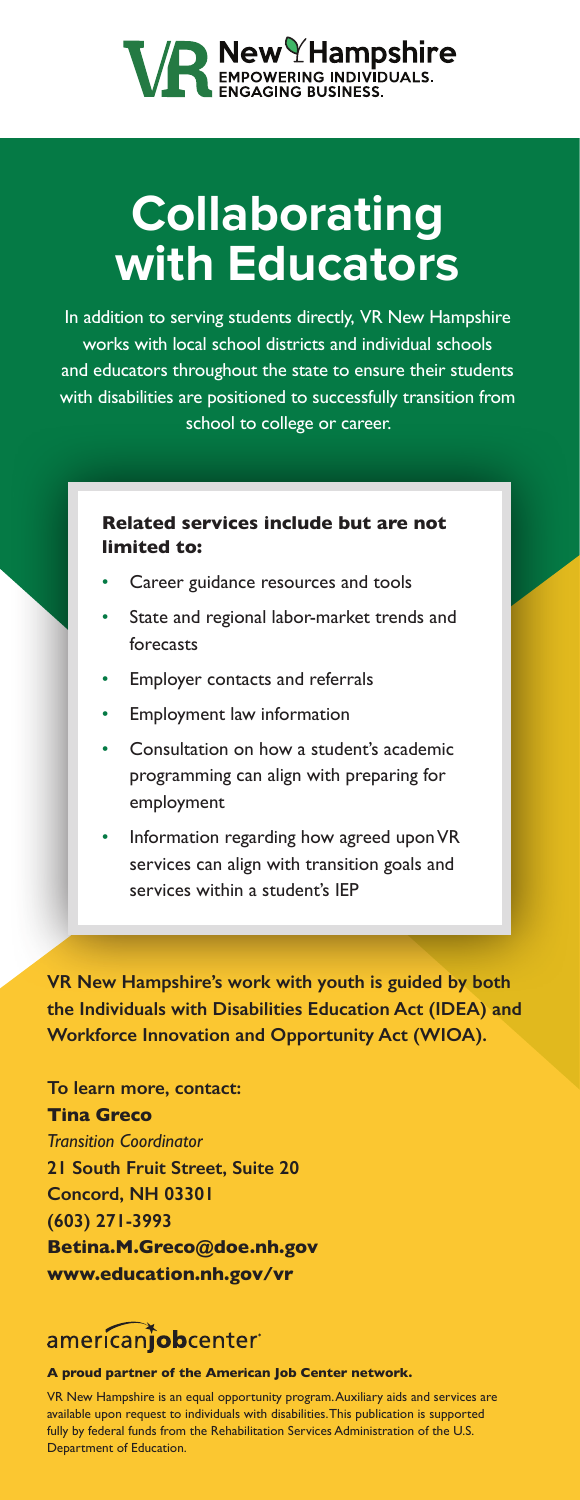VR New Hampshire
EMPOWERING INDIVIDUALS.
ENGAGING BUSINESS.

# Collaborating with Educators

In addition to serving students directly, VR New Hampshire works with local school districts and individual schools and educators throughout the state to ensure their students with disabilities are positioned to successfully transition from school to college or career.

**Related services include but are not limited to:**

- Career guidance resources and tools
- State and regional labor-market trends and forecasts
- Employer contacts and referrals
- Employment law information
- Consultation on how a student's academic programming can align with preparing for employment
- Information regarding how agreed upon VR services can align with transition goals and services within a student's IEP

**VR New Hampshire's work with youth is guided by both the Individuals with Disabilities Education Act (IDEA) and Workforce Innovation and Opportunity Act (WIOA).**

**To learn more, contact:**
**Tina Greco**
*Transition Coordinator*
**21 South Fruit Street, Suite 20**
**Concord, NH 03301**
**(603) 271-3993**
**Betina.M.Greco@doe.nh.gov**
**www.education.nh.gov/vr**

americanjobcenter

**A proud partner of the American Job Center network.**

VR New Hampshire is an equal opportunity program. Auxiliary aids and services are available upon request to individuals with disabilities. This publication is supported fully by federal funds from the Rehabilitation Services Administration of the U.S. Department of Education.